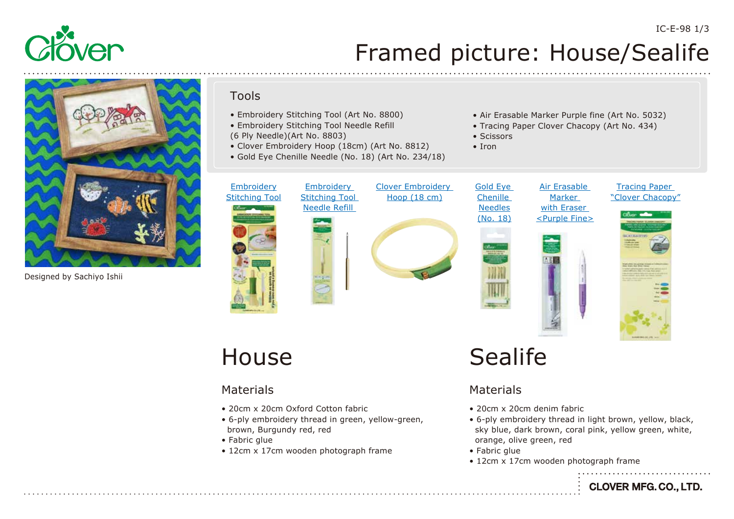# Framed picture: House/Sealife

Designed by Sachiyo Ishii

## Tools

- Embroidery Stitching Tool (Art No. 8800)
- Embroidery Stitching Tool Needle Refill (6 Ply Needle)(Art No. 8803)
- Clover Embroidery Hoop (18cm) (Art No. 8812)
- Gold Eye Chenille Needle (No. 18) (Art No. 234/18)
- Air Erasable Marker Purple fine (Art No. 5032)
- Tracing Paper Clover Chacopy (Art No. 434)
- Scissors
- Iron

Embroidery Stitching Tool

Embroidery Stitching Tool Needle Refill

Clover Embroidery Hoop (18 cm)

Gold Eye Chenille Needles (No. 18)

Air Erasable Marker with Eraser <Purple Fine>

Tracing Paper "Clover Chacopy"

## House

### Materials

- 20cm x 20cm Oxford Cotton fabric
- 6-ply embroidery thread in green, yellow-green, brown, Burgundy red, red
- Fabric glue
- 12cm x 17cm wooden photograph frame

## Sealife

### Materials

- 20cm x 20cm denim fabric
- 6-ply embroidery thread in light brown, yellow, black, sky blue, dark brown, coral pink, yellow green, white, orange, olive green, red
- Fabric glue
- 12cm x 17cm wooden photograph frame

CLOVER MFG. CO., LTD.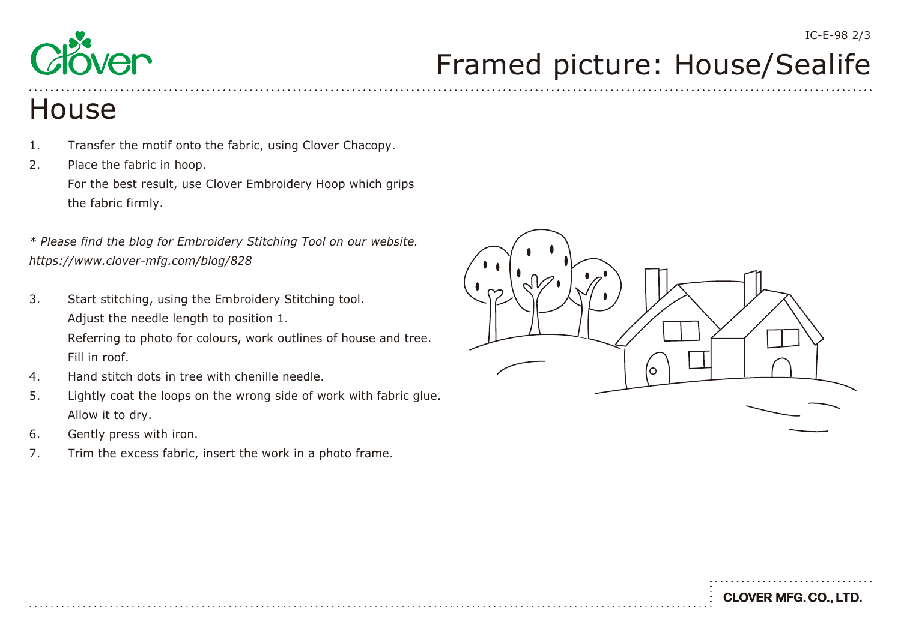# Framed picture: House/Sealife

## House

1. Transfer the motif onto the fabric, using Clover Chacopy.
2. Place the fabric in hoop.
   For the best result, use Clover Embroidery Hoop which grips the fabric firmly.

*\* Please find the blog for Embroidery Stitching Tool on our website.*
*https://www.clover-mfg.com/blog/828*

3. Start stitching, using the Embroidery Stitching tool.
   Adjust the needle length to position 1.
   Referring to photo for colours, work outlines of house and tree.
   Fill in roof.
4. Hand stitch dots in tree with chenille needle.
5. Lightly coat the loops on the wrong side of work with fabric glue.
   Allow it to dry.
6. Gently press with iron.
7. Trim the excess fabric, insert the work in a photo frame.

CLOVER MFG. CO., LTD.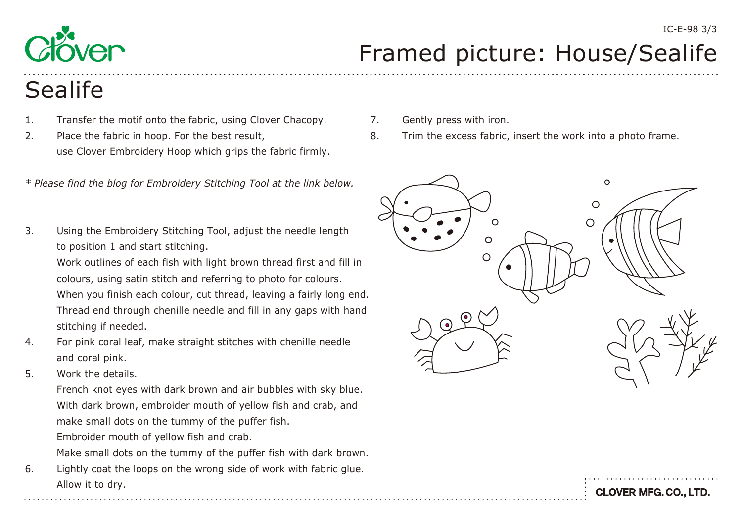# Framed picture: House/Sealife

## Sealife

1. Transfer the motif onto the fabric, using Clover Chacopy.
2. Place the fabric in hoop. For the best result, use Clover Embroidery Hoop which grips the fabric firmly.

*\* Please find the blog for Embroidery Stitching Tool at the link below.*

3. Using the Embroidery Stitching Tool, adjust the needle length to position 1 and start stitching.
   Work outlines of each fish with light brown thread first and fill in colours, using satin stitch and referring to photo for colours.
   When you finish each colour, cut thread, leaving a fairly long end.
   Thread end through chenille needle and fill in any gaps with hand stitching if needed.
4. For pink coral leaf, make straight stitches with chenille needle and coral pink.
5. Work the details.
   French knot eyes with dark brown and air bubbles with sky blue.
   With dark brown, embroider mouth of yellow fish and crab, and make small dots on the tummy of the puffer fish.
   Embroider mouth of yellow fish and crab.
   Make small dots on the tummy of the puffer fish with dark brown.
6. Lightly coat the loops on the wrong side of work with fabric glue. Allow it to dry.
7. Gently press with iron.
8. Trim the excess fabric, insert the work into a photo frame.

**CLOVER MFG. CO., LTD.**